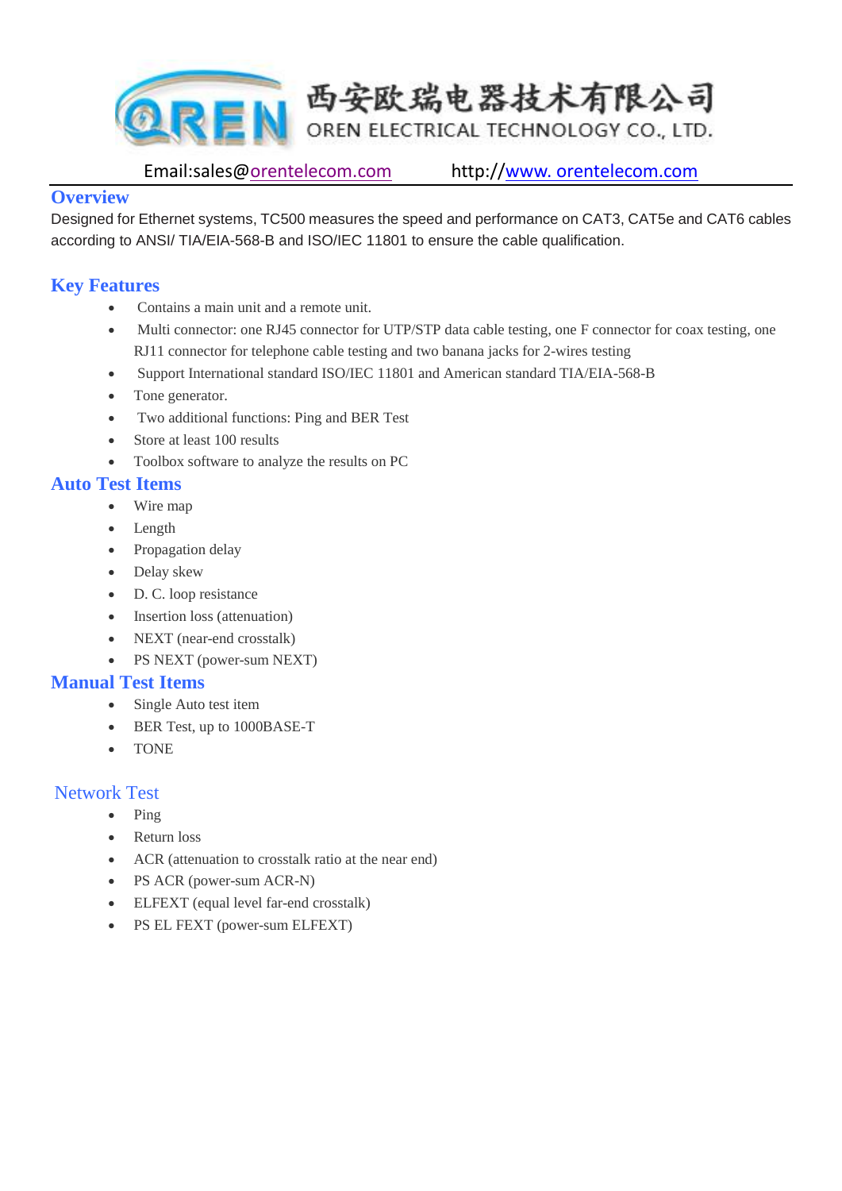西安欧瑞电器技术有限公司
OREN ELECTRICAL TECHNOLOGY CO., LTD.

Email:sales@orentelecom.com http://www. orentelecom.com

## Overview

Designed for Ethernet systems, TC500 measures the speed and performance on CAT3, CAT5e and CAT6 cables according to ANSI/ TIA/EIA-568-B and ISO/IEC 11801 to ensure the cable qualification.

## Key Features

- Contains a main unit and a remote unit.
- Multi connector: one RJ45 connector for UTP/STP data cable testing, one F connector for coax testing, one RJ11 connector for telephone cable testing and two banana jacks for 2-wires testing
- Support International standard ISO/IEC 11801 and American standard TIA/EIA-568-B
- Tone generator.
- Two additional functions: Ping and BER Test
- Store at least 100 results
- Toolbox software to analyze the results on PC

## Auto Test Items

- Wire map
- Length
- Propagation delay
- Delay skew
- D. C. loop resistance
- Insertion loss (attenuation)
- NEXT (near-end crosstalk)
- PS NEXT (power-sum NEXT)

## Manual Test Items

- Single Auto test item
- BER Test, up to 1000BASE-T
- TONE

## Network Test

- Ping
- Return loss
- ACR (attenuation to crosstalk ratio at the near end)
- PS ACR (power-sum ACR-N)
- ELFEXT (equal level far-end crosstalk)
- PS EL FEXT (power-sum ELFEXT)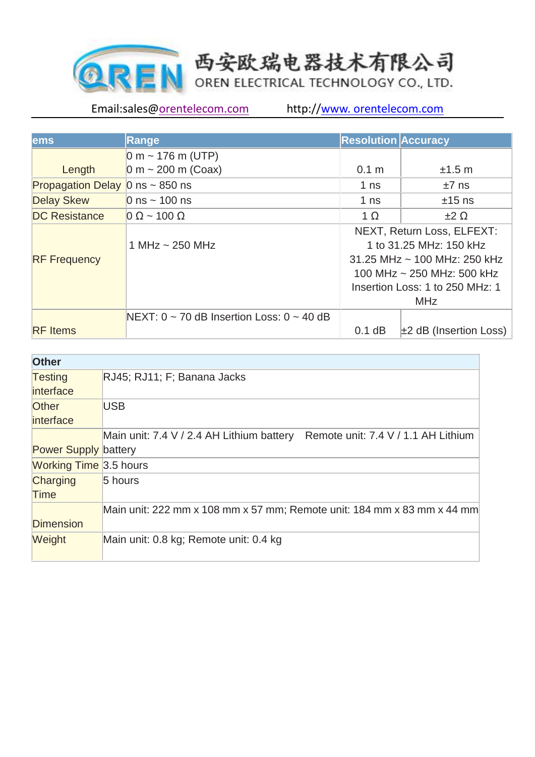西安欧瑞电器技术有限公司
OREN ELECTRICAL TECHNOLOGY CO., LTD.

Email:sales@orentelecom.com http://www. orentelecom.com

| ems | Range | Resolution | Accuracy |
|---|---|---|---|
| Length | 0 m ~ 176 m (UTP)<br>0 m ~ 200 m (Coax) | 0.1 m | ±1.5 m |
| Propagation Delay | 0 ns ~ 850 ns | 1 ns | ±7 ns |
| Delay Skew | 0 ns ~ 100 ns | 1 ns | ±15 ns |
| DC Resistance | 0 Ω ~ 100 Ω | 1 Ω | ±2 Ω |
| RF Frequency | 1 MHz ~ 250 MHz | NEXT, Return Loss, ELFEXT:<br>1 to 31.25 MHz: 150 kHz<br>31.25 MHz ~ 100 MHz: 250 kHz<br>100 MHz ~ 250 MHz: 500 kHz<br>Insertion Loss: 1 to 250 MHz: 1 MHz | |
| RF Items | NEXT: 0 ~ 70 dB Insertion Loss: 0 ~ 40 dB | 0.1 dB | ±2 dB (Insertion Loss) |

| Other | |
|---|---|
| Testing interface | RJ45; RJ11; F; Banana Jacks |
| Other interface | USB |
| Power Supply | Main unit: 7.4 V / 2.4 AH Lithium battery Remote unit: 7.4 V / 1.1 AH Lithium battery |
| Working Time | 3.5 hours |
| Charging Time | 5 hours |
| Dimension | Main unit: 222 mm x 108 mm x 57 mm; Remote unit: 184 mm x 83 mm x 44 mm |
| Weight | Main unit: 0.8 kg; Remote unit: 0.4 kg |